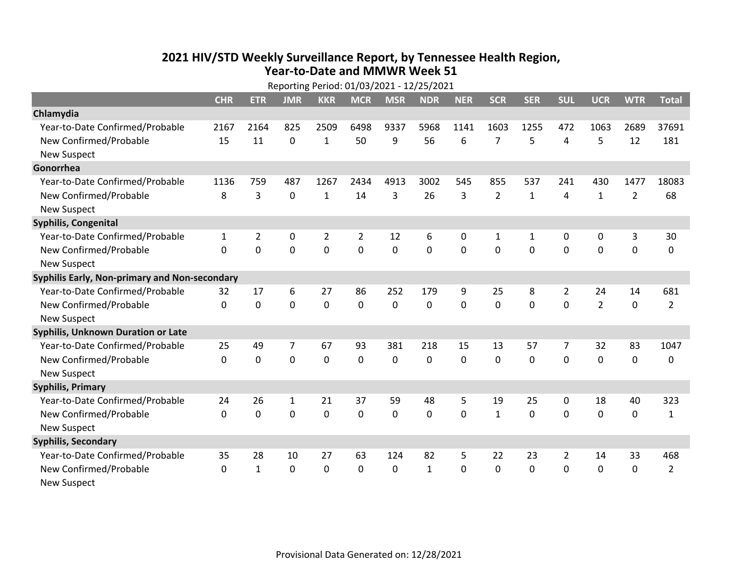# 2021 HIV/STD Weekly Surveillance Report, by Tennessee Health Region, Year-to-Date and MMWR Week 51

Reporting Period: 01/03/2021 - 12/25/2021

| | CHR | ETR | JMR | KKR | MCR | MSR | NDR | NER | SCR | SER | SUL | UCR | WTR | Total |
|---|---|---|---|---|---|---|---|---|---|---|---|---|---|---|
| **Chlamydia** | | | | | | | | | | | | | | |
| Year-to-Date Confirmed/Probable | 2167 | 2164 | 825 | 2509 | 6498 | 9337 | 5968 | 1141 | 1603 | 1255 | 472 | 1063 | 2689 | 37691 |
| New Confirmed/Probable | 15 | 11 | 0 | 1 | 50 | 9 | 56 | 6 | 7 | 5 | 4 | 5 | 12 | 181 |
| New Suspect | | | | | | | | | | | | | | |
| **Gonorrhea** | | | | | | | | | | | | | | |
| Year-to-Date Confirmed/Probable | 1136 | 759 | 487 | 1267 | 2434 | 4913 | 3002 | 545 | 855 | 537 | 241 | 430 | 1477 | 18083 |
| New Confirmed/Probable | 8 | 3 | 0 | 1 | 14 | 3 | 26 | 3 | 2 | 1 | 4 | 1 | 2 | 68 |
| New Suspect | | | | | | | | | | | | | | |
| **Syphilis, Congenital** | | | | | | | | | | | | | | |
| Year-to-Date Confirmed/Probable | 1 | 2 | 0 | 2 | 2 | 12 | 6 | 0 | 1 | 1 | 0 | 0 | 3 | 30 |
| New Confirmed/Probable | 0 | 0 | 0 | 0 | 0 | 0 | 0 | 0 | 0 | 0 | 0 | 0 | 0 | 0 |
| New Suspect | | | | | | | | | | | | | | |
| **Syphilis Early, Non-primary and Non-secondary** | | | | | | | | | | | | | | |
| Year-to-Date Confirmed/Probable | 32 | 17 | 6 | 27 | 86 | 252 | 179 | 9 | 25 | 8 | 2 | 24 | 14 | 681 |
| New Confirmed/Probable | 0 | 0 | 0 | 0 | 0 | 0 | 0 | 0 | 0 | 0 | 0 | 2 | 0 | 2 |
| New Suspect | | | | | | | | | | | | | | |
| **Syphilis, Unknown Duration or Late** | | | | | | | | | | | | | | |
| Year-to-Date Confirmed/Probable | 25 | 49 | 7 | 67 | 93 | 381 | 218 | 15 | 13 | 57 | 7 | 32 | 83 | 1047 |
| New Confirmed/Probable | 0 | 0 | 0 | 0 | 0 | 0 | 0 | 0 | 0 | 0 | 0 | 0 | 0 | 0 |
| New Suspect | | | | | | | | | | | | | | |
| **Syphilis, Primary** | | | | | | | | | | | | | | |
| Year-to-Date Confirmed/Probable | 24 | 26 | 1 | 21 | 37 | 59 | 48 | 5 | 19 | 25 | 0 | 18 | 40 | 323 |
| New Confirmed/Probable | 0 | 0 | 0 | 0 | 0 | 0 | 0 | 0 | 1 | 0 | 0 | 0 | 0 | 1 |
| New Suspect | | | | | | | | | | | | | | |
| **Syphilis, Secondary** | | | | | | | | | | | | | | |
| Year-to-Date Confirmed/Probable | 35 | 28 | 10 | 27 | 63 | 124 | 82 | 5 | 22 | 23 | 2 | 14 | 33 | 468 |
| New Confirmed/Probable | 0 | 1 | 0 | 0 | 0 | 0 | 1 | 0 | 0 | 0 | 0 | 0 | 0 | 2 |
| New Suspect | | | | | | | | | | | | | | |

Provisional Data Generated on: 12/28/2021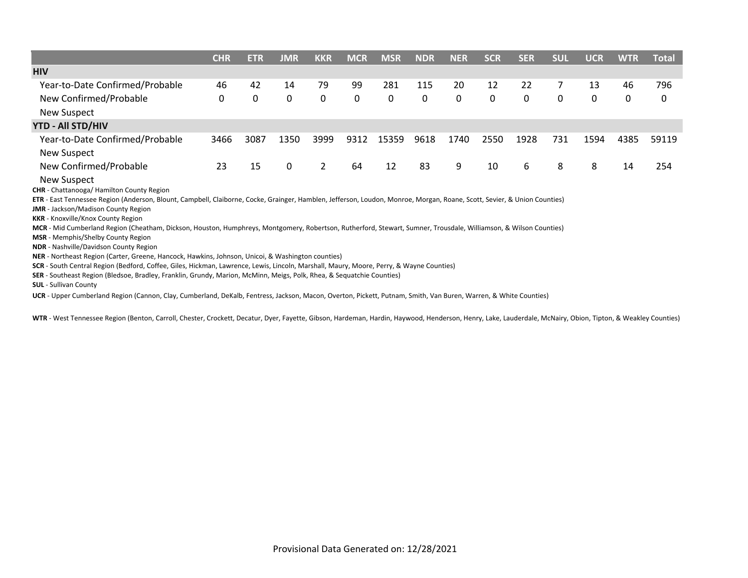| | CHR | ETR | JMR | KKR | MCR | MSR | NDR | NER | SCR | SER | SUL | UCR | WTR | Total |
|---|---|---|---|---|---|---|---|---|---|---|---|---|---|---|
| **HIV** | | | | | | | | | | | | | | |
| Year-to-Date Confirmed/Probable | 46 | 42 | 14 | 79 | 99 | 281 | 115 | 20 | 12 | 22 | 7 | 13 | 46 | 796 |
| New Confirmed/Probable | 0 | 0 | 0 | 0 | 0 | 0 | 0 | 0 | 0 | 0 | 0 | 0 | 0 | 0 |
| New Suspect | | | | | | | | | | | | | | |
| **YTD - All STD/HIV** | | | | | | | | | | | | | | |
| Year-to-Date Confirmed/Probable | 3466 | 3087 | 1350 | 3999 | 9312 | 15359 | 9618 | 1740 | 2550 | 1928 | 731 | 1594 | 4385 | 59119 |
| New Suspect | | | | | | | | | | | | | | |
| New Confirmed/Probable | 23 | 15 | 0 | 2 | 64 | 12 | 83 | 9 | 10 | 6 | 8 | 8 | 14 | 254 |
| New Suspect | | | | | | | | | | | | | | |

**CHR** - Chattanooga/ Hamilton County Region

**ETR** - East Tennessee Region (Anderson, Blount, Campbell, Claiborne, Cocke, Grainger, Hamblen, Jefferson, Loudon, Monroe, Morgan, Roane, Scott, Sevier, & Union Counties)

**JMR** - Jackson/Madison County Region

**KKR** - Knoxville/Knox County Region

**MCR** - Mid Cumberland Region (Cheatham, Dickson, Houston, Humphreys, Montgomery, Robertson, Rutherford, Stewart, Sumner, Trousdale, Williamson, & Wilson Counties)

**MSR** - Memphis/Shelby County Region

**NDR** - Nashville/Davidson County Region

**NER** - Northeast Region (Carter, Greene, Hancock, Hawkins, Johnson, Unicoi, & Washington counties)

**SCR** - South Central Region (Bedford, Coffee, Giles, Hickman, Lawrence, Lewis, Lincoln, Marshall, Maury, Moore, Perry, & Wayne Counties)

**SER** - Southeast Region (Bledsoe, Bradley, Franklin, Grundy, Marion, McMinn, Meigs, Polk, Rhea, & Sequatchie Counties)

**SUL** - Sullivan County

**UCR** - Upper Cumberland Region (Cannon, Clay, Cumberland, DeKalb, Fentress, Jackson, Macon, Overton, Pickett, Putnam, Smith, Van Buren, Warren, & White Counties)

**WTR** - West Tennessee Region (Benton, Carroll, Chester, Crockett, Decatur, Dyer, Fayette, Gibson, Hardeman, Hardin, Haywood, Henderson, Henry, Lake, Lauderdale, McNairy, Obion, Tipton, & Weakley Counties)

Provisional Data Generated on: 12/28/2021